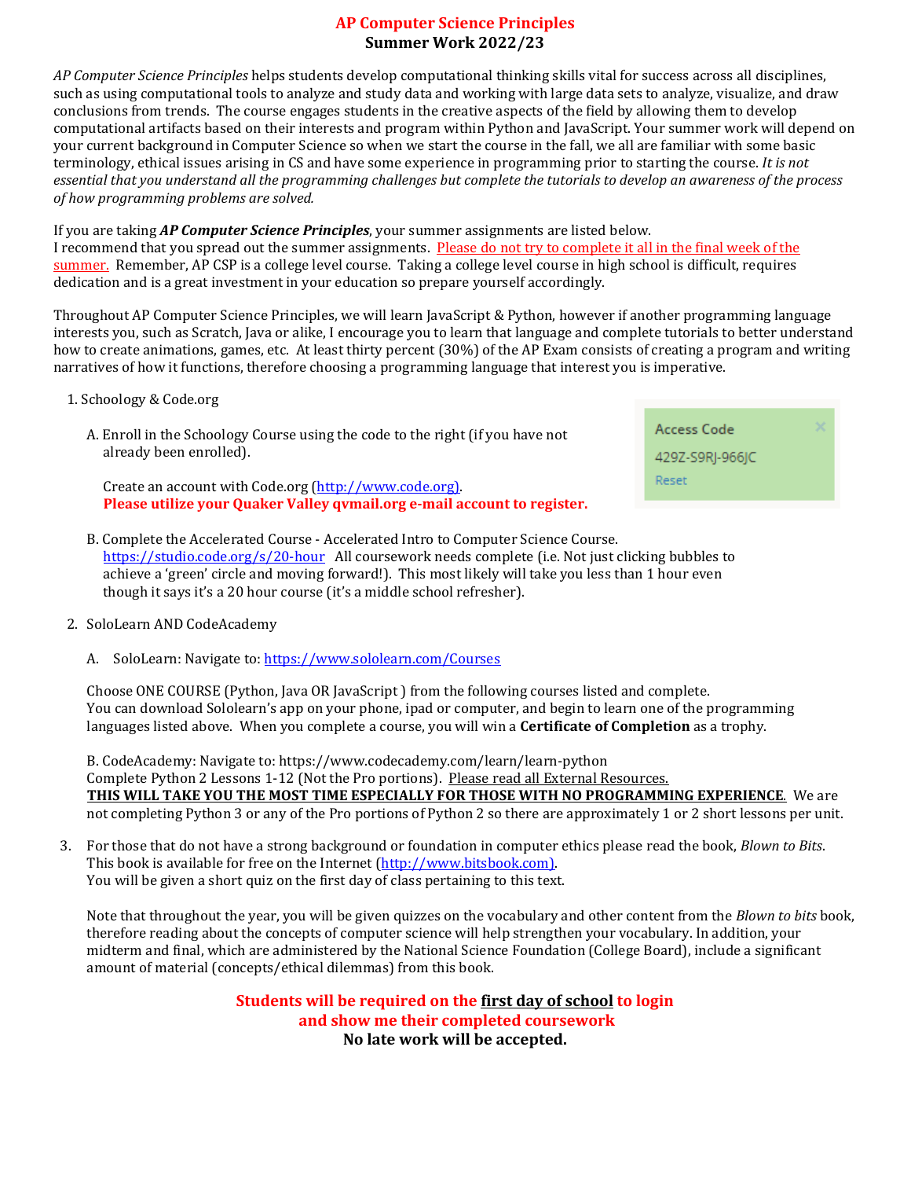# AP Computer Science Principles
## Summer Work 2022/23

*AP Computer Science Principles* helps students develop computational thinking skills vital for success across all disciplines, such as using computational tools to analyze and study data and working with large data sets to analyze, visualize, and draw conclusions from trends. The course engages students in the creative aspects of the field by allowing them to develop computational artifacts based on their interests and program within Python and JavaScript. Your summer work will depend on your current background in Computer Science so when we start the course in the fall, we all are familiar with some basic terminology, ethical issues arising in CS and have some experience in programming prior to starting the course. *It is not essential that you understand all the programming challenges but complete the tutorials to develop an awareness of the process of how programming problems are solved.*

If you are taking ***AP Computer Science Principles***, your summer assignments are listed below.
I recommend that you spread out the summer assignments. Please do not try to complete it all in the final week of the summer. Remember, AP CSP is a college level course. Taking a college level course in high school is difficult, requires dedication and is a great investment in your education so prepare yourself accordingly.

Throughout AP Computer Science Principles, we will learn JavaScript & Python, however if another programming language interests you, such as Scratch, Java or alike, I encourage you to learn that language and complete tutorials to better understand how to create animations, games, etc. At least thirty percent (30%) of the AP Exam consists of creating a program and writing narratives of how it functions, therefore choosing a programming language that interest you is imperative.

1. Schoology & Code.org

   A. Enroll in the Schoology Course using the code to the right (if you have not already been enrolled).

   Access Code
   429Z-S9RJ-966JC
   Reset

   Create an account with Code.org (http://www.code.org).
   **Please utilize your Quaker Valley qvmail.org e-mail account to register.**

   B. Complete the Accelerated Course - Accelerated Intro to Computer Science Course. https://studio.code.org/s/20-hour All coursework needs complete (i.e. Not just clicking bubbles to achieve a 'green' circle and moving forward!). This most likely will take you less than 1 hour even though it says it's a 20 hour course (it's a middle school refresher).

2. SoloLearn AND CodeAcademy

   A. SoloLearn: Navigate to: https://www.sololearn.com/Courses

   Choose ONE COURSE (Python, Java OR JavaScript ) from the following courses listed and complete. You can download Sololearn's app on your phone, ipad or computer, and begin to learn one of the programming languages listed above. When you complete a course, you will win a **Certificate of Completion** as a trophy.

   B. CodeAcademy: Navigate to: https://www.codecademy.com/learn/learn-python
   Complete Python 2 Lessons 1-12 (Not the Pro portions). Please read all External Resources.
   **THIS WILL TAKE YOU THE MOST TIME ESPECIALLY FOR THOSE WITH NO PROGRAMMING EXPERIENCE.** We are not completing Python 3 or any of the Pro portions of Python 2 so there are approximately 1 or 2 short lessons per unit.

3. For those that do not have a strong background or foundation in computer ethics please read the book, *Blown to Bits*. This book is available for free on the Internet (http://www.bitsbook.com). You will be given a short quiz on the first day of class pertaining to this text.

   Note that throughout the year, you will be given quizzes on the vocabulary and other content from the *Blown to bits* book, therefore reading about the concepts of computer science will help strengthen your vocabulary. In addition, your midterm and final, which are administered by the National Science Foundation (College Board), include a significant amount of material (concepts/ethical dilemmas) from this book.

**Students will be required on the first day of school to login and show me their completed coursework**
**No late work will be accepted.**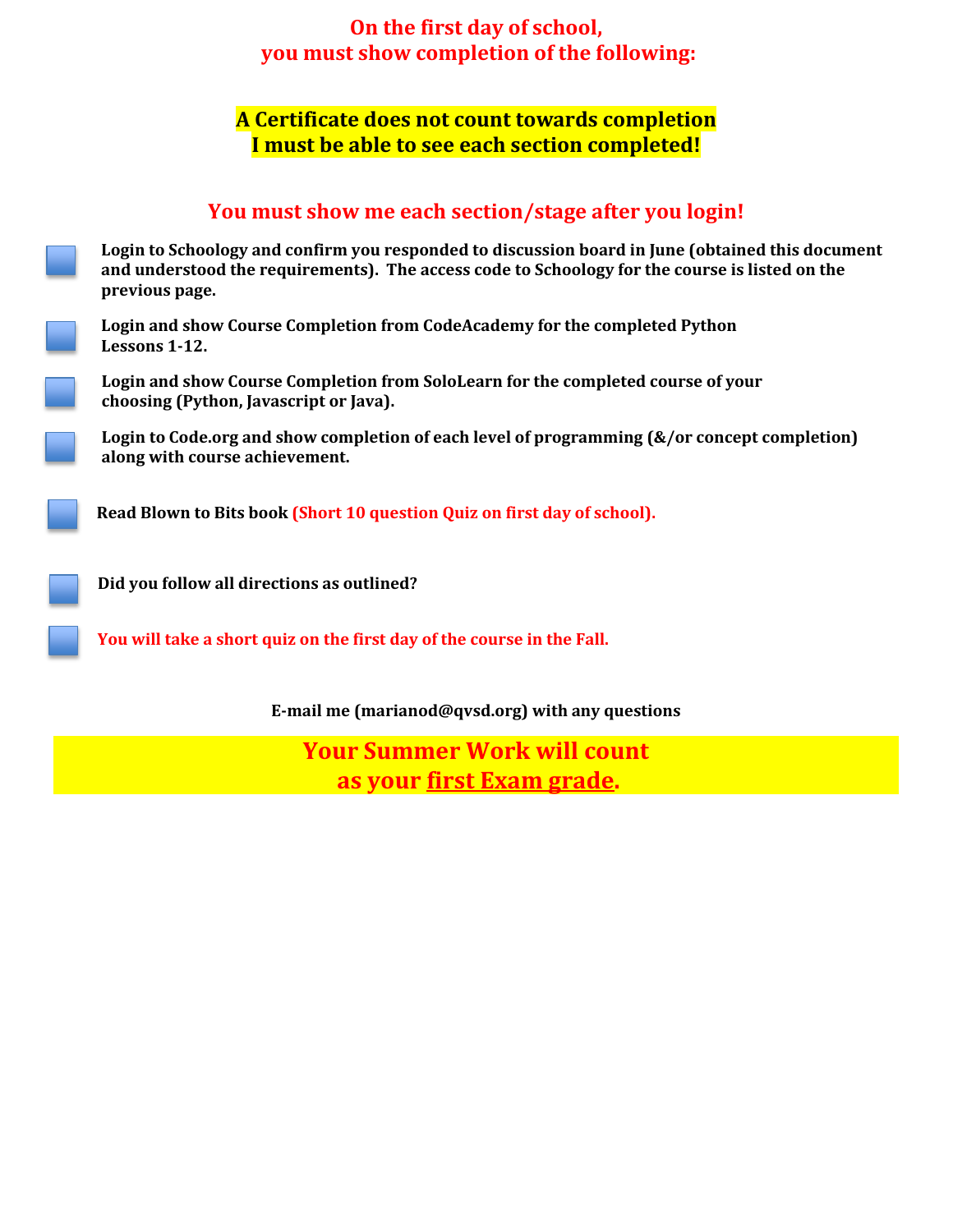**On the first day of school,**
**you must show completion of the following:**

**A Certificate does not count towards completion**
**I must be able to see each section completed!**

**You must show me each section/stage after you login!**

- [ ] **Login to Schoology and confirm you responded to discussion board in June (obtained this document and understood the requirements). The access code to Schoology for the course is listed on the previous page.**

- [ ] **Login and show Course Completion from CodeAcademy for the completed Python Lessons 1-12.**

- [ ] **Login and show Course Completion from SoloLearn for the completed course of your choosing (Python, Javascript or Java).**

- [ ] **Login to Code.org and show completion of each level of programming (&/or concept completion) along with course achievement.**

- [ ] **Read Blown to Bits book (Short 10 question Quiz on first day of school).**

- [ ] **Did you follow all directions as outlined?**

- [ ] **You will take a short quiz on the first day of the course in the Fall.**

**E-mail me (marianod@qvsd.org) with any questions**

**Your Summer Work will count**
**as your <u>first Exam grade</u>.**